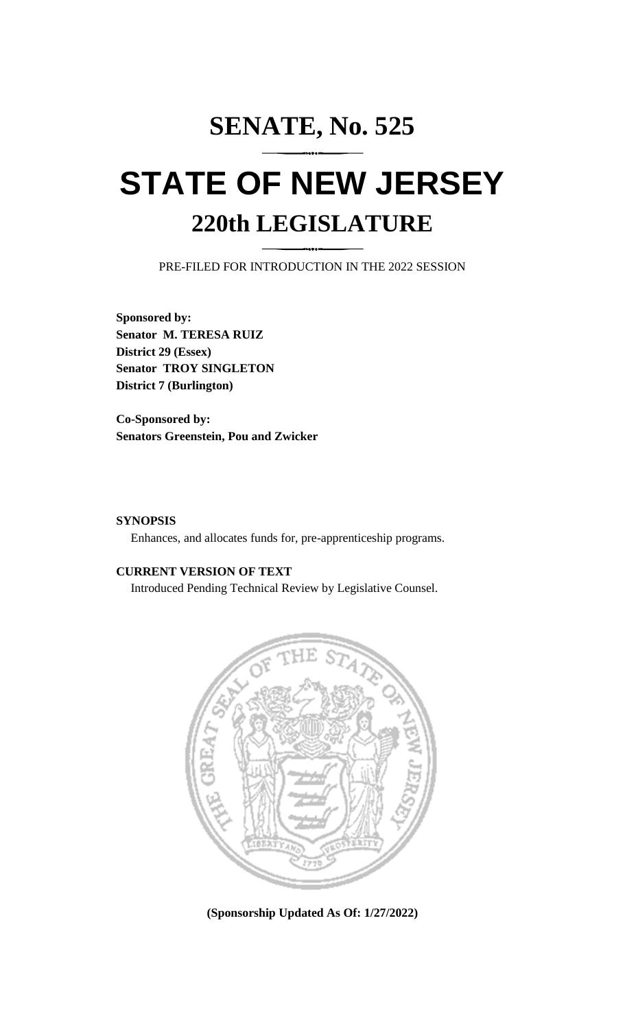# SENATE, No. 525

# STATE OF NEW JERSEY

## 220th LEGISLATURE

PRE-FILED FOR INTRODUCTION IN THE 2022 SESSION

**Sponsored by:**
**Senator M. TERESA RUIZ**
**District 29 (Essex)**
**Senator TROY SINGLETON**
**District 7 (Burlington)**

**Co-Sponsored by:**
**Senators Greenstein, Pou and Zwicker**

**SYNOPSIS**

Enhances, and allocates funds for, pre-apprenticeship programs.

**CURRENT VERSION OF TEXT**

Introduced Pending Technical Review by Legislative Counsel.

**(Sponsorship Updated As Of: 1/27/2022)**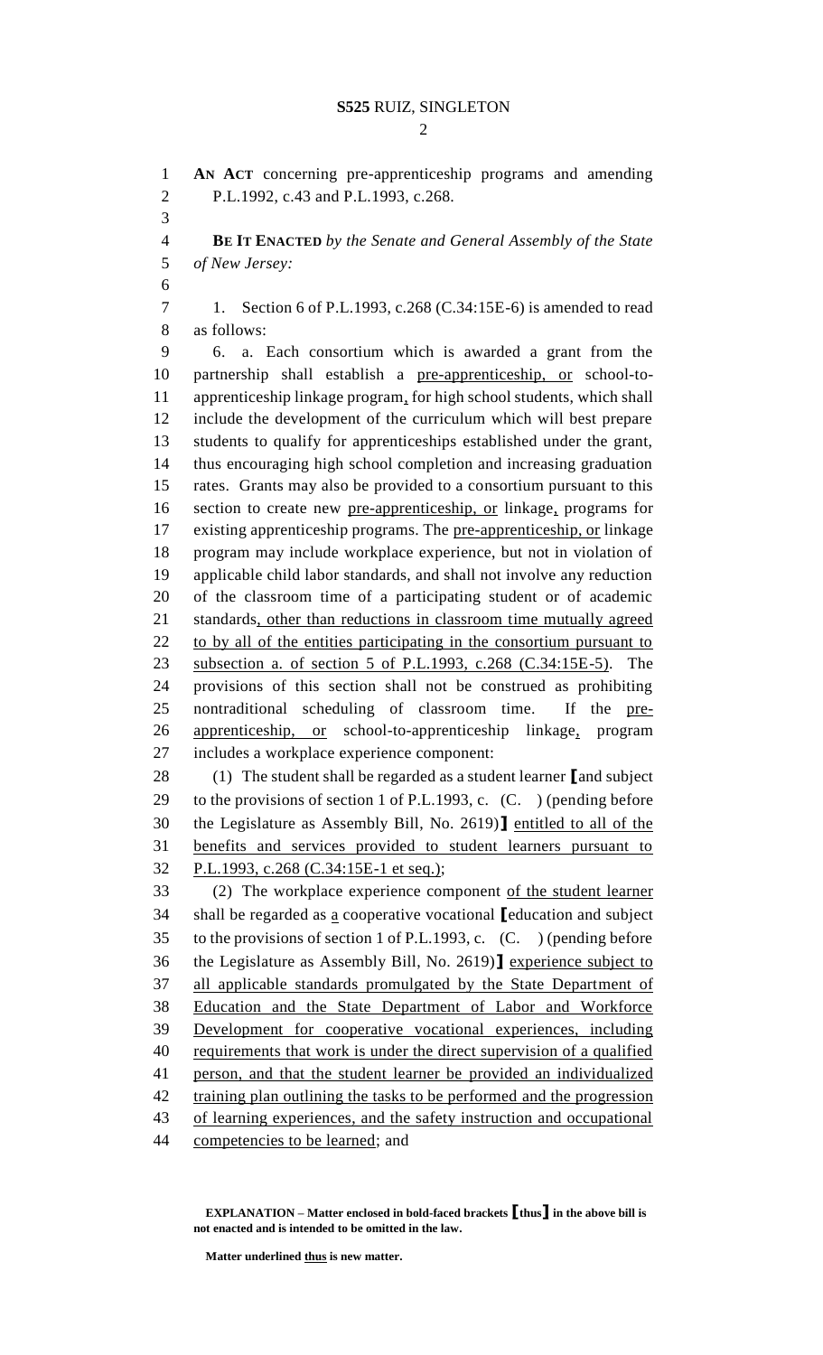**AN ACT** concerning pre-apprenticeship programs and amending P.L.1992, c.43 and P.L.1993, c.268.

**BE IT ENACTED** *by the Senate and General Assembly of the State of New Jersey:*

1. Section 6 of P.L.1993, c.268 (C.34:15E-6) is amended to read as follows:

6. a. Each consortium which is awarded a grant from the partnership shall establish a pre-apprenticeship, or school-to-apprenticeship linkage program, for high school students, which shall include the development of the curriculum which will best prepare students to qualify for apprenticeships established under the grant, thus encouraging high school completion and increasing graduation rates. Grants may also be provided to a consortium pursuant to this section to create new pre-apprenticeship, or linkage, programs for existing apprenticeship programs. The pre-apprenticeship, or linkage program may include workplace experience, but not in violation of applicable child labor standards, and shall not involve any reduction of the classroom time of a participating student or of academic standards, other than reductions in classroom time mutually agreed to by all of the entities participating in the consortium pursuant to subsection a. of section 5 of P.L.1993, c.268 (C.34:15E-5). The provisions of this section shall not be construed as prohibiting nontraditional scheduling of classroom time. If the pre-apprenticeship, or school-to-apprenticeship linkage, program includes a workplace experience component:

(1) The student shall be regarded as a student learner **[**and subject to the provisions of section 1 of P.L.1993, c. (C. ) (pending before the Legislature as Assembly Bill, No. 2619)**]** entitled to all of the benefits and services provided to student learners pursuant to P.L.1993, c.268 (C.34:15E-1 et seq.);

(2) The workplace experience component of the student learner shall be regarded as a cooperative vocational **[**education and subject to the provisions of section 1 of P.L.1993, c. (C. ) (pending before the Legislature as Assembly Bill, No. 2619)**]** experience subject to all applicable standards promulgated by the State Department of Education and the State Department of Labor and Workforce Development for cooperative vocational experiences, including requirements that work is under the direct supervision of a qualified person, and that the student learner be provided an individualized training plan outlining the tasks to be performed and the progression of learning experiences, and the safety instruction and occupational competencies to be learned; and

**EXPLANATION – Matter enclosed in bold-faced brackets [thus] in the above bill is not enacted and is intended to be omitted in the law.**

**Matter underlined thus is new matter.**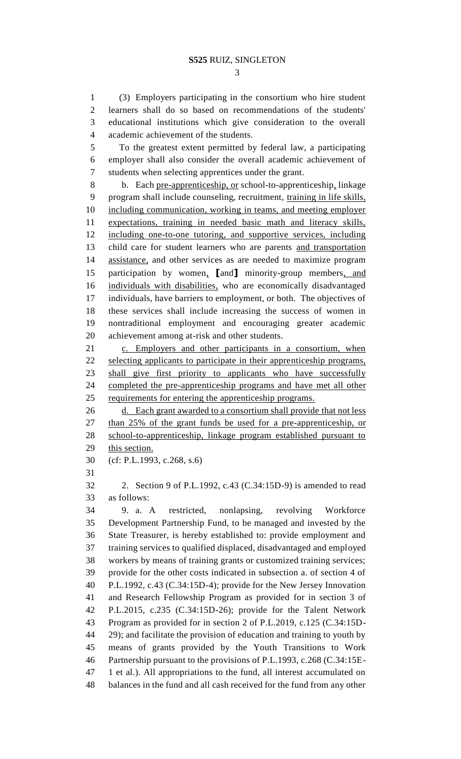(3) Employers participating in the consortium who hire student learners shall do so based on recommendations of the students' educational institutions which give consideration to the overall academic achievement of the students.

To the greatest extent permitted by federal law, a participating employer shall also consider the overall academic achievement of students when selecting apprentices under the grant.

b. Each pre-apprenticeship, or school-to-apprenticeship, linkage program shall include counseling, recruitment, training in life skills, including communication, working in teams, and meeting employer expectations, training in needed basic math and literacy skills, including one-to-one tutoring, and supportive services, including child care for student learners who are parents and transportation assistance, and other services as are needed to maximize program participation by women, [and] minority-group members, and individuals with disabilities, who are economically disadvantaged individuals, have barriers to employment, or both. The objectives of these services shall include increasing the success of women in nontraditional employment and encouraging greater academic achievement among at-risk and other students.

c. Employers and other participants in a consortium, when selecting applicants to participate in their apprenticeship programs, shall give first priority to applicants who have successfully completed the pre-apprenticeship programs and have met all other requirements for entering the apprenticeship programs.

d. Each grant awarded to a consortium shall provide that not less than 25% of the grant funds be used for a pre-apprenticeship, or school-to-apprenticeship, linkage program established pursuant to this section.

(cf: P.L.1993, c.268, s.6)

2. Section 9 of P.L.1992, c.43 (C.34:15D-9) is amended to read as follows:

9. a. A restricted, nonlapsing, revolving Workforce Development Partnership Fund, to be managed and invested by the State Treasurer, is hereby established to: provide employment and training services to qualified displaced, disadvantaged and employed workers by means of training grants or customized training services; provide for the other costs indicated in subsection a. of section 4 of P.L.1992, c.43 (C.34:15D-4); provide for the New Jersey Innovation and Research Fellowship Program as provided for in section 3 of P.L.2015, c.235 (C.34:15D-26); provide for the Talent Network Program as provided for in section 2 of P.L.2019, c.125 (C.34:15D-29); and facilitate the provision of education and training to youth by means of grants provided by the Youth Transitions to Work Partnership pursuant to the provisions of P.L.1993, c.268 (C.34:15E-1 et al.). All appropriations to the fund, all interest accumulated on balances in the fund and all cash received for the fund from any other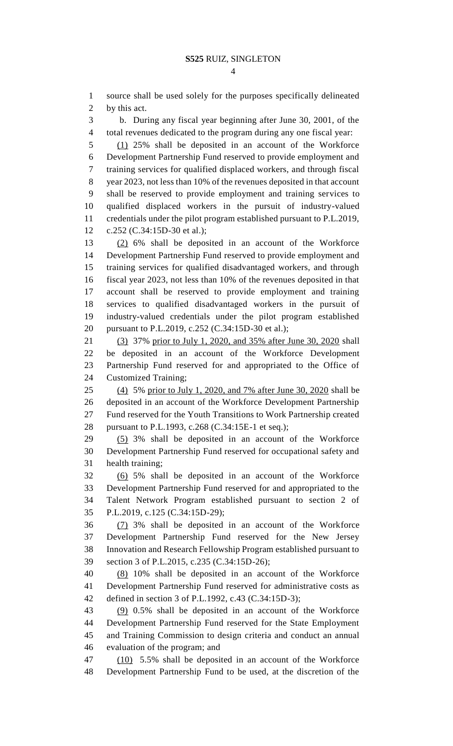source shall be used solely for the purposes specifically delineated by this act.

b. During any fiscal year beginning after June 30, 2001, of the total revenues dedicated to the program during any one fiscal year:

(1) 25% shall be deposited in an account of the Workforce Development Partnership Fund reserved to provide employment and training services for qualified displaced workers, and through fiscal year 2023, not less than 10% of the revenues deposited in that account shall be reserved to provide employment and training services to qualified displaced workers in the pursuit of industry-valued credentials under the pilot program established pursuant to P.L.2019, c.252 (C.34:15D-30 et al.);

(2) 6% shall be deposited in an account of the Workforce Development Partnership Fund reserved to provide employment and training services for qualified disadvantaged workers, and through fiscal year 2023, not less than 10% of the revenues deposited in that account shall be reserved to provide employment and training services to qualified disadvantaged workers in the pursuit of industry-valued credentials under the pilot program established pursuant to P.L.2019, c.252 (C.34:15D-30 et al.);

(3) 37% prior to July 1, 2020, and 35% after June 30, 2020 shall be deposited in an account of the Workforce Development Partnership Fund reserved for and appropriated to the Office of Customized Training;

(4) 5% prior to July 1, 2020, and 7% after June 30, 2020 shall be deposited in an account of the Workforce Development Partnership Fund reserved for the Youth Transitions to Work Partnership created pursuant to P.L.1993, c.268 (C.34:15E-1 et seq.);

(5) 3% shall be deposited in an account of the Workforce Development Partnership Fund reserved for occupational safety and health training;

(6) 5% shall be deposited in an account of the Workforce Development Partnership Fund reserved for and appropriated to the Talent Network Program established pursuant to section 2 of P.L.2019, c.125 (C.34:15D-29);

(7) 3% shall be deposited in an account of the Workforce Development Partnership Fund reserved for the New Jersey Innovation and Research Fellowship Program established pursuant to section 3 of P.L.2015, c.235 (C.34:15D-26);

(8) 10% shall be deposited in an account of the Workforce Development Partnership Fund reserved for administrative costs as defined in section 3 of P.L.1992, c.43 (C.34:15D-3);

(9) 0.5% shall be deposited in an account of the Workforce Development Partnership Fund reserved for the State Employment and Training Commission to design criteria and conduct an annual evaluation of the program; and

(10) 5.5% shall be deposited in an account of the Workforce Development Partnership Fund to be used, at the discretion of the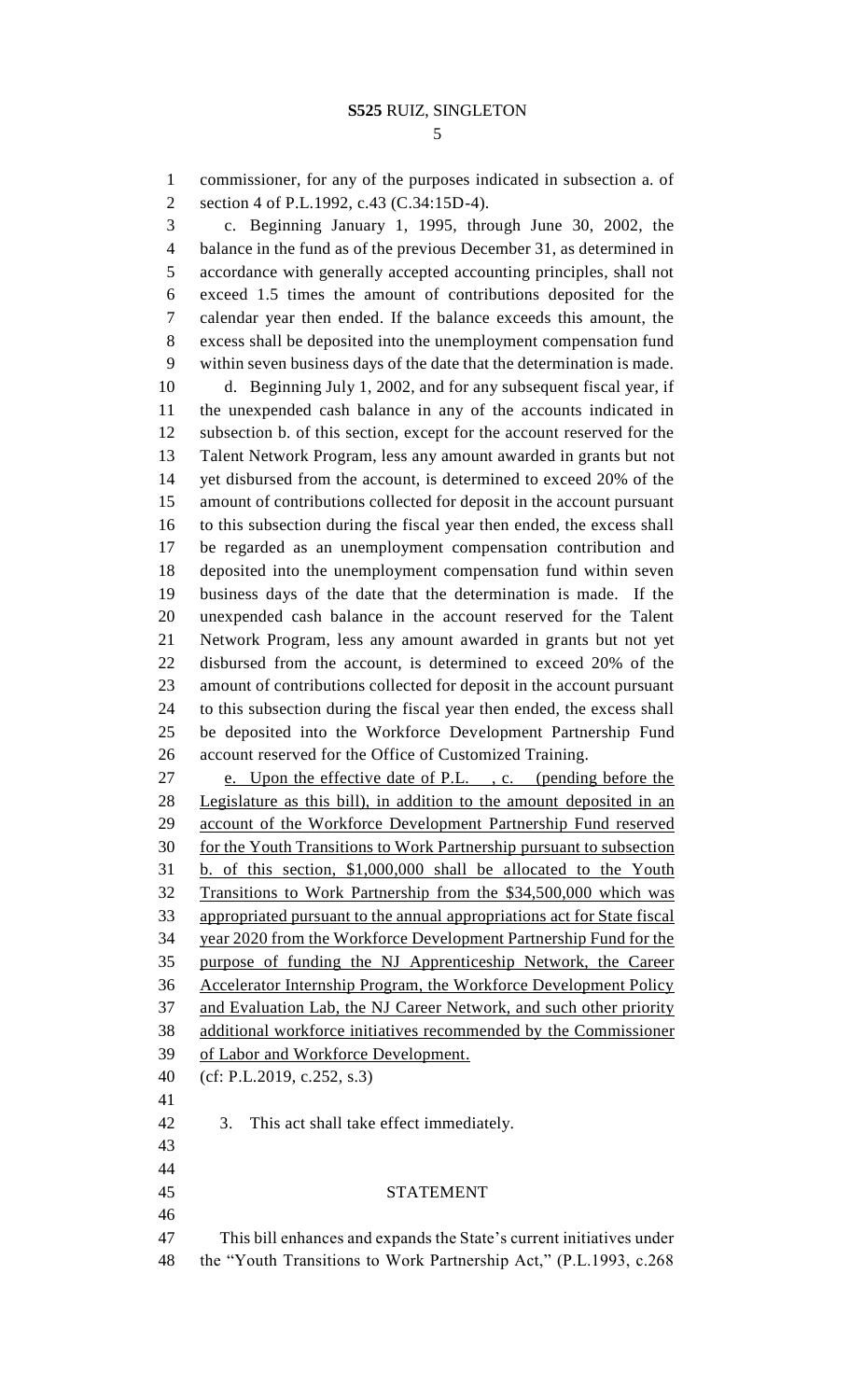commissioner, for any of the purposes indicated in subsection a. of section 4 of P.L.1992, c.43 (C.34:15D-4).

c. Beginning January 1, 1995, through June 30, 2002, the balance in the fund as of the previous December 31, as determined in accordance with generally accepted accounting principles, shall not exceed 1.5 times the amount of contributions deposited for the calendar year then ended. If the balance exceeds this amount, the excess shall be deposited into the unemployment compensation fund within seven business days of the date that the determination is made.

d. Beginning July 1, 2002, and for any subsequent fiscal year, if the unexpended cash balance in any of the accounts indicated in subsection b. of this section, except for the account reserved for the Talent Network Program, less any amount awarded in grants but not yet disbursed from the account, is determined to exceed 20% of the amount of contributions collected for deposit in the account pursuant to this subsection during the fiscal year then ended, the excess shall be regarded as an unemployment compensation contribution and deposited into the unemployment compensation fund within seven business days of the date that the determination is made. If the unexpended cash balance in the account reserved for the Talent Network Program, less any amount awarded in grants but not yet disbursed from the account, is determined to exceed 20% of the amount of contributions collected for deposit in the account pursuant to this subsection during the fiscal year then ended, the excess shall be deposited into the Workforce Development Partnership Fund account reserved for the Office of Customized Training.

<u>e. Upon the effective date of P.L. , c. (pending before the Legislature as this bill), in addition to the amount deposited in an account of the Workforce Development Partnership Fund reserved for the Youth Transitions to Work Partnership pursuant to subsection b. of this section, $1,000,000 shall be allocated to the Youth Transitions to Work Partnership from the $34,500,000 which was appropriated pursuant to the annual appropriations act for State fiscal year 2020 from the Workforce Development Partnership Fund for the purpose of funding the NJ Apprenticeship Network, the Career Accelerator Internship Program, the Workforce Development Policy and Evaluation Lab, the NJ Career Network, and such other priority additional workforce initiatives recommended by the Commissioner of Labor and Workforce Development.</u>

(cf: P.L.2019, c.252, s.3)

3. This act shall take effect immediately.

## STATEMENT

This bill enhances and expands the State's current initiatives under the "Youth Transitions to Work Partnership Act," (P.L.1993, c.268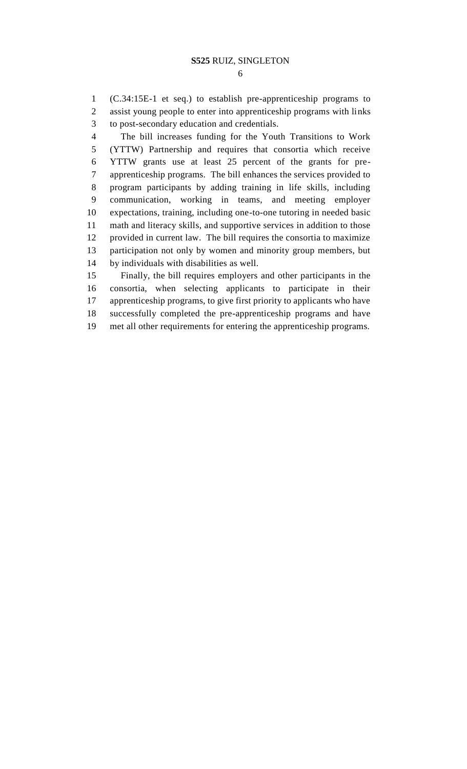(C.34:15E-1 et seq.) to establish pre-apprenticeship programs to assist young people to enter into apprenticeship programs with links to post-secondary education and credentials.

The bill increases funding for the Youth Transitions to Work (YTTW) Partnership and requires that consortia which receive YTTW grants use at least 25 percent of the grants for pre-apprenticeship programs. The bill enhances the services provided to program participants by adding training in life skills, including communication, working in teams, and meeting employer expectations, training, including one-to-one tutoring in needed basic math and literacy skills, and supportive services in addition to those provided in current law. The bill requires the consortia to maximize participation not only by women and minority group members, but by individuals with disabilities as well.

Finally, the bill requires employers and other participants in the consortia, when selecting applicants to participate in their apprenticeship programs, to give first priority to applicants who have successfully completed the pre-apprenticeship programs and have met all other requirements for entering the apprenticeship programs.